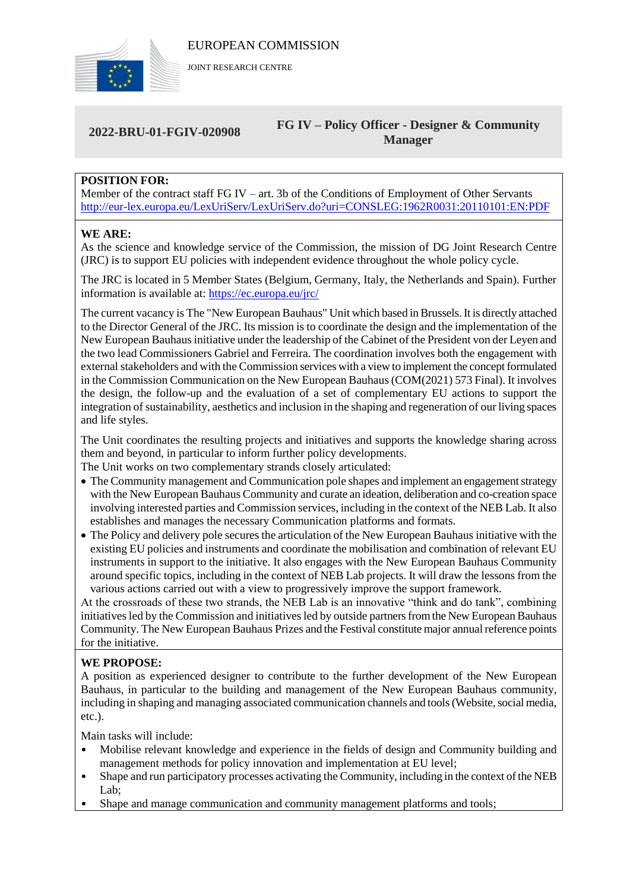EUROPEAN COMMISSION

JOINT RESEARCH CENTRE

**2022-BRU-01-FGIV-020908**

**FG IV – Policy Officer - Designer & Community Manager**

**POSITION FOR:**

Member of the contract staff FG IV – art. 3b of the Conditions of Employment of Other Servants
http://eur-lex.europa.eu/LexUriServ/LexUriServ.do?uri=CONSLEG:1962R0031:20110101:EN:PDF

**WE ARE:**

As the science and knowledge service of the Commission, the mission of DG Joint Research Centre (JRC) is to support EU policies with independent evidence throughout the whole policy cycle.

The JRC is located in 5 Member States (Belgium, Germany, Italy, the Netherlands and Spain). Further information is available at: https://ec.europa.eu/jrc/

The current vacancy is The "New European Bauhaus" Unit which based in Brussels. It is directly attached to the Director General of the JRC. Its mission is to coordinate the design and the implementation of the New European Bauhaus initiative under the leadership of the Cabinet of the President von der Leyen and the two lead Commissioners Gabriel and Ferreira. The coordination involves both the engagement with external stakeholders and with the Commission services with a view to implement the concept formulated in the Commission Communication on the New European Bauhaus (COM(2021) 573 Final). It involves the design, the follow-up and the evaluation of a set of complementary EU actions to support the integration of sustainability, aesthetics and inclusion in the shaping and regeneration of our living spaces and life styles.

The Unit coordinates the resulting projects and initiatives and supports the knowledge sharing across them and beyond, in particular to inform further policy developments.
The Unit works on two complementary strands closely articulated:

- The Community management and Communication pole shapes and implement an engagement strategy with the New European Bauhaus Community and curate an ideation, deliberation and co-creation space involving interested parties and Commission services, including in the context of the NEB Lab. It also establishes and manages the necessary Communication platforms and formats.
- The Policy and delivery pole secures the articulation of the New European Bauhaus initiative with the existing EU policies and instruments and coordinate the mobilisation and combination of relevant EU instruments in support to the initiative. It also engages with the New European Bauhaus Community around specific topics, including in the context of NEB Lab projects. It will draw the lessons from the various actions carried out with a view to progressively improve the support framework.

At the crossroads of these two strands, the NEB Lab is an innovative "think and do tank", combining initiatives led by the Commission and initiatives led by outside partners from the New European Bauhaus Community. The New European Bauhaus Prizes and the Festival constitute major annual reference points for the initiative.

**WE PROPOSE:**

A position as experienced designer to contribute to the further development of the New European Bauhaus, in particular to the building and management of the New European Bauhaus community, including in shaping and managing associated communication channels and tools (Website, social media, etc.).

Main tasks will include:

- Mobilise relevant knowledge and experience in the fields of design and Community building and management methods for policy innovation and implementation at EU level;
- Shape and run participatory processes activating the Community, including in the context of the NEB Lab;
- Shape and manage communication and community management platforms and tools;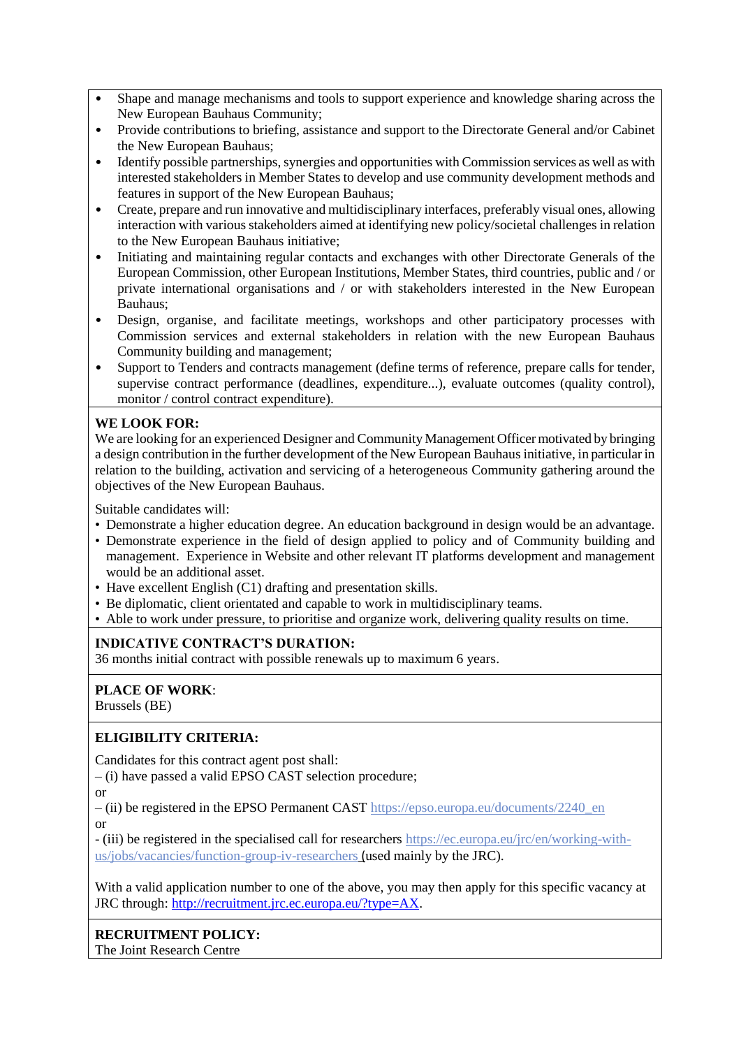- Shape and manage mechanisms and tools to support experience and knowledge sharing across the New European Bauhaus Community;
- Provide contributions to briefing, assistance and support to the Directorate General and/or Cabinet the New European Bauhaus;
- Identify possible partnerships, synergies and opportunities with Commission services as well as with interested stakeholders in Member States to develop and use community development methods and features in support of the New European Bauhaus;
- Create, prepare and run innovative and multidisciplinary interfaces, preferably visual ones, allowing interaction with various stakeholders aimed at identifying new policy/societal challenges in relation to the New European Bauhaus initiative;
- Initiating and maintaining regular contacts and exchanges with other Directorate Generals of the European Commission, other European Institutions, Member States, third countries, public and / or private international organisations and / or with stakeholders interested in the New European Bauhaus;
- Design, organise, and facilitate meetings, workshops and other participatory processes with Commission services and external stakeholders in relation with the new European Bauhaus Community building and management;
- Support to Tenders and contracts management (define terms of reference, prepare calls for tender, supervise contract performance (deadlines, expenditure...), evaluate outcomes (quality control), monitor / control contract expenditure).

**WE LOOK FOR:**

We are looking for an experienced Designer and Community Management Officer motivated by bringing a design contribution in the further development of the New European Bauhaus initiative, in particular in relation to the building, activation and servicing of a heterogeneous Community gathering around the objectives of the New European Bauhaus.

Suitable candidates will:

- Demonstrate a higher education degree. An education background in design would be an advantage.
- Demonstrate experience in the field of design applied to policy and of Community building and management. Experience in Website and other relevant IT platforms development and management would be an additional asset.
- Have excellent English (C1) drafting and presentation skills.
- Be diplomatic, client orientated and capable to work in multidisciplinary teams.
- Able to work under pressure, to prioritise and organize work, delivering quality results on time.

**INDICATIVE CONTRACT'S DURATION:**

36 months initial contract with possible renewals up to maximum 6 years.

**PLACE OF WORK**:

Brussels (BE)

**ELIGIBILITY CRITERIA:**

Candidates for this contract agent post shall:

– (i) have passed a valid EPSO CAST selection procedure;

or

– (ii) be registered in the EPSO Permanent CAST https://epso.europa.eu/documents/2240_en

or

- (iii) be registered in the specialised call for researchers https://ec.europa.eu/jrc/en/working-with-us/jobs/vacancies/function-group-iv-researchers (used mainly by the JRC).

With a valid application number to one of the above, you may then apply for this specific vacancy at JRC through: http://recruitment.jrc.ec.europa.eu/?type=AX.

**RECRUITMENT POLICY:**

The Joint Research Centre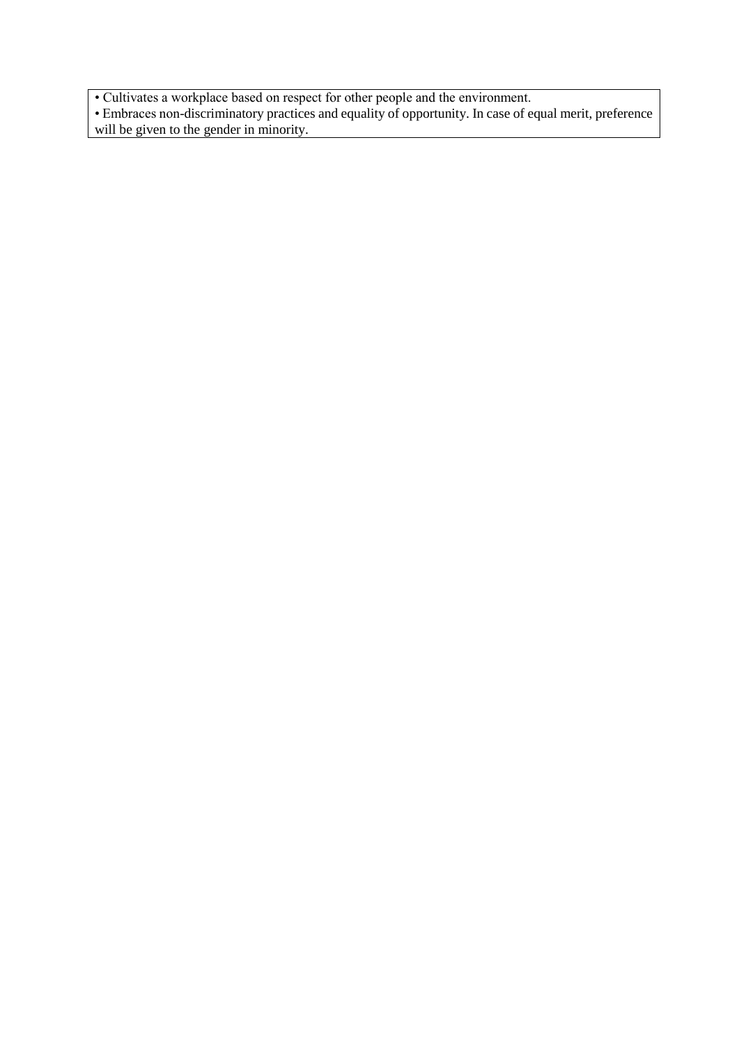- Cultivates a workplace based on respect for other people and the environment.
- Embraces non-discriminatory practices and equality of opportunity. In case of equal merit, preference will be given to the gender in minority.